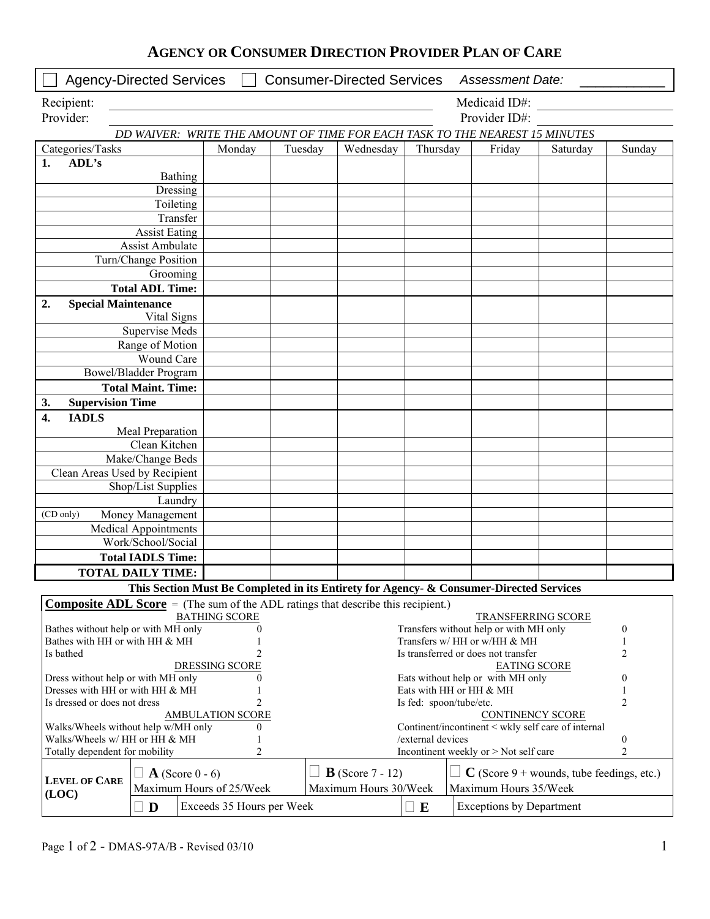# AGENCY OR CONSUMER DIRECTION PROVIDER PLAN OF CARE

☐ Agency-Directed Services ☐ Consumer-Directed Services *Assessment Date:* ___________

Recipient: ______________________________ Medicaid ID#: ______________

Provider: ______________________________ Provider ID#: ______________

*DD WAIVER: WRITE THE AMOUNT OF TIME FOR EACH TASK TO THE NEAREST 15 MINUTES*

| Categories/Tasks | Monday | Tuesday | Wednesday | Thursday | Friday | Saturday | Sunday |
|---|---|---|---|---|---|---|---|
| **1. ADL's** | | | | | | | |
| Bathing | | | | | | | |
| Dressing | | | | | | | |
| Toileting | | | | | | | |
| Transfer | | | | | | | |
| Assist Eating | | | | | | | |
| Assist Ambulate | | | | | | | |
| Turn/Change Position | | | | | | | |
| Grooming | | | | | | | |
| **Total ADL Time:** | | | | | | | |
| **2. Special Maintenance** | | | | | | | |
| Vital Signs | | | | | | | |
| Supervise Meds | | | | | | | |
| Range of Motion | | | | | | | |
| Wound Care | | | | | | | |
| Bowel/Bladder Program | | | | | | | |
| **Total Maint. Time:** | | | | | | | |
| **3. Supervision Time** | | | | | | | |
| **4. IADLS** | | | | | | | |
| Meal Preparation | | | | | | | |
| Clean Kitchen | | | | | | | |
| Make/Change Beds | | | | | | | |
| Clean Areas Used by Recipient | | | | | | | |
| Shop/List Supplies | | | | | | | |
| Laundry | | | | | | | |
| (CD only) Money Management | | | | | | | |
| Medical Appointments | | | | | | | |
| Work/School/Social | | | | | | | |
| **Total IADLS Time:** | | | | | | | |
| **TOTAL DAILY TIME:** | | | | | | | |

**This Section Must Be Completed in its Entirety for Agency- & Consumer-Directed Services**

**Composite ADL Score** = (The sum of the ADL ratings that describe this recipient.)

| BATHING SCORE | | TRANSFERRING SCORE | |
|---|---|---|---|
| Bathes without help or with MH only | 0 | Transfers without help or with MH only | 0 |
| Bathes with HH or with HH & MH | 1 | Transfers w/ HH or w/HH & MH | 1 |
| Is bathed | 2 | Is transferred or does not transfer | 2 |
| **DRESSING SCORE** | | **EATING SCORE** | |
| Dress without help or with MH only | 0 | Eats without help or with MH only | 0 |
| Dresses with HH or with HH & MH | 1 | Eats with HH or HH & MH | 1 |
| Is dressed or does not dress | 2 | Is fed: spoon/tube/etc. | 2 |
| **AMBULATION SCORE** | | **CONTINENCY SCORE** | |
| Walks/Wheels without help w/MH only | 0 | Continent/incontinent < wkly self care of internal /external devices | 0 |
| Walks/Wheels w/ HH or HH & MH | 1 | | |
| Totally dependent for mobility | 2 | Incontinent weekly or > Not self care | 2 |

| LEVEL OF CARE (LOC) | | | |
|---|---|---|---|
| ☐ **A** (Score 0 - 6) Maximum Hours of 25/Week | ☐ **B** (Score 7 - 12) Maximum Hours 30/Week | ☐ **C** (Score 9 + wounds, tube feedings, etc.) Maximum Hours 35/Week | |
| ☐ **D** Exceeds 35 Hours per Week | ☐ **E** Exceptions by Department | | |

DMAS-97A/B - Revised 03/10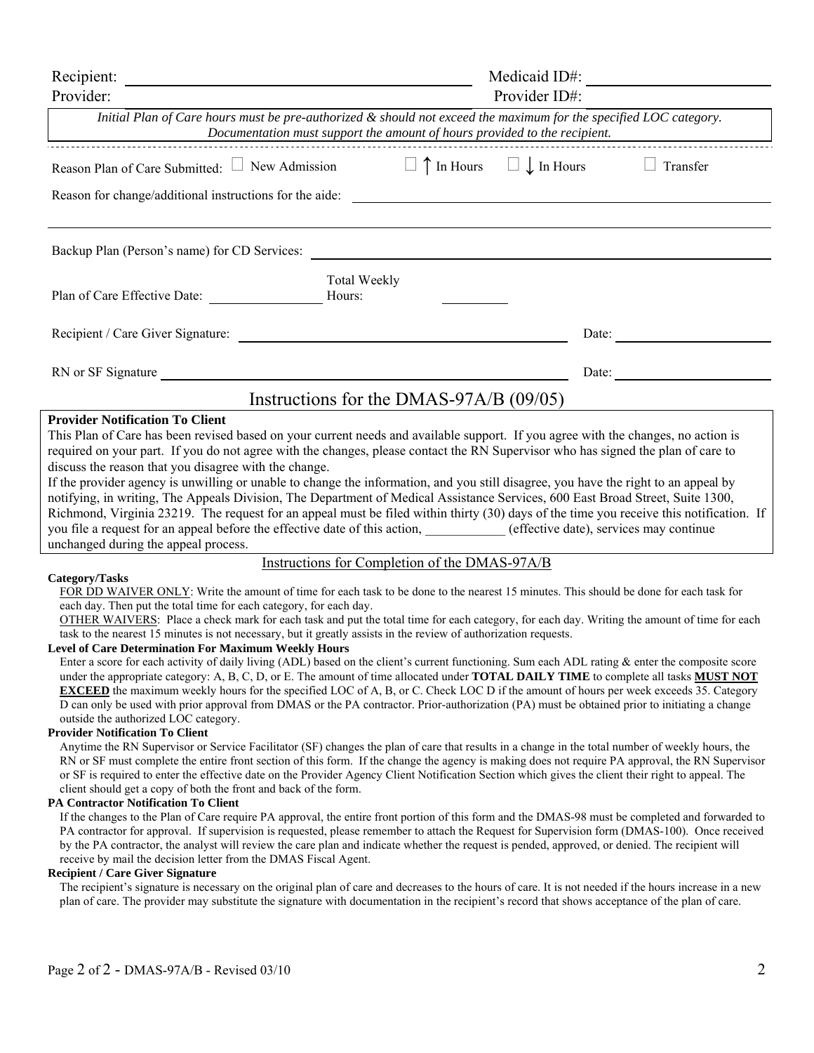Recipient: ______________________________ Medicaid ID#: ______________________

Provider: ______________________________ Provider ID#: ______________________

*Initial Plan of Care hours must be pre-authorized & should not exceed the maximum for the specified LOC category. Documentation must support the amount of hours provided to the recipient.*

Reason Plan of Care Submitted: ☐ New Admission ☐ ↑ In Hours ☐ ↓ In Hours ☐ Transfer

Reason for change/additional instructions for the aide: ______________________________

______________________________

Backup Plan (Person's name) for CD Services: ______________________________

Plan of Care Effective Date: ______________ Total Weekly Hours: __________

Recipient / Care Giver Signature: ______________________________ Date: ______________

RN or SF Signature ______________________________ Date: ______________

## Instructions for the DMAS-97A/B (09/05)

**Provider Notification To Client**

This Plan of Care has been revised based on your current needs and available support. If you agree with the changes, no action is required on your part. If you do not agree with the changes, please contact the RN Supervisor who has signed the plan of care to discuss the reason that you disagree with the change.

If the provider agency is unwilling or unable to change the information, and you still disagree, you have the right to an appeal by notifying, in writing, The Appeals Division, The Department of Medical Assistance Services, 600 East Broad Street, Suite 1300, Richmond, Virginia 23219. The request for an appeal must be filed within thirty (30) days of the time you receive this notification. If you file a request for an appeal before the effective date of this action, ____________ (effective date), services may continue unchanged during the appeal process.

### Instructions for Completion of the DMAS-97A/B

**Category/Tasks**

FOR DD WAIVER ONLY: Write the amount of time for each task to be done to the nearest 15 minutes. This should be done for each task for each day. Then put the total time for each category, for each day.

OTHER WAIVERS: Place a check mark for each task and put the total time for each category, for each day. Writing the amount of time for each task to the nearest 15 minutes is not necessary, but it greatly assists in the review of authorization requests.

**Level of Care Determination For Maximum Weekly Hours**

Enter a score for each activity of daily living (ADL) based on the client's current functioning. Sum each ADL rating & enter the composite score under the appropriate category: A, B, C, D, or E. The amount of time allocated under **TOTAL DAILY TIME** to complete all tasks **MUST NOT EXCEED** the maximum weekly hours for the specified LOC of A, B, or C. Check LOC D if the amount of hours per week exceeds 35. Category D can only be used with prior approval from DMAS or the PA contractor. Prior-authorization (PA) must be obtained prior to initiating a change outside the authorized LOC category.

**Provider Notification To Client**

Anytime the RN Supervisor or Service Facilitator (SF) changes the plan of care that results in a change in the total number of weekly hours, the RN or SF must complete the entire front section of this form. If the change the agency is making does not require PA approval, the RN Supervisor or SF is required to enter the effective date on the Provider Agency Client Notification Section which gives the client their right to appeal. The client should get a copy of both the front and back of the form.

**PA Contractor Notification To Client**

If the changes to the Plan of Care require PA approval, the entire front portion of this form and the DMAS-98 must be completed and forwarded to PA contractor for approval. If supervision is requested, please remember to attach the Request for Supervision form (DMAS-100). Once received by the PA contractor, the analyst will review the care plan and indicate whether the request is pended, approved, or denied. The recipient will receive by mail the decision letter from the DMAS Fiscal Agent.

**Recipient / Care Giver Signature**

The recipient's signature is necessary on the original plan of care and decreases to the hours of care. It is not needed if the hours increase in a new plan of care. The provider may substitute the signature with documentation in the recipient's record that shows acceptance of the plan of care.

DMAS-97A/B - Revised 03/10